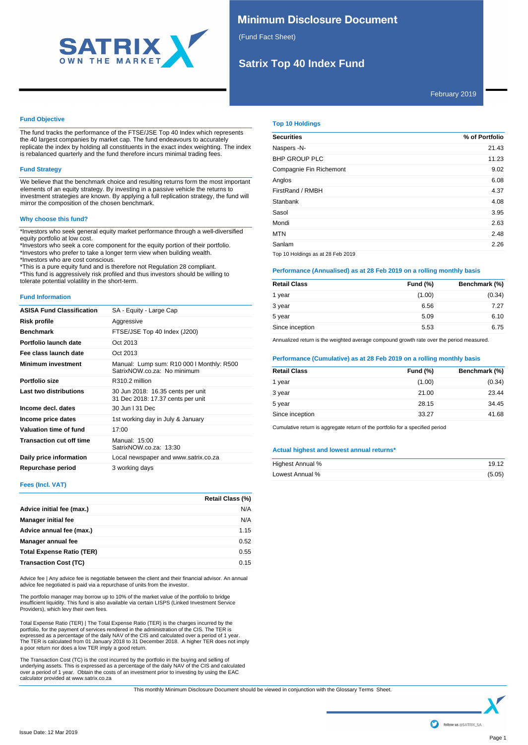# Minimum Disclosure Document

(Fund Fact Sheet)

## Satrix Top 40 Index Fund

February 2019

### Fund Objective

The fund tracks the performance of the FTSE/JSE Top 40 Index which represents the 40 largest companies by market cap. The fund endeavours to accurately replicate the index by holding all constituents in the exact index weighting. The index is rebalanced quarterly and the fund therefore incurs minimal trading fees.

### Fund Strategy

We believe that the benchmark choice and resulting returns form the most important elements of an equity strategy. By investing in a passive vehicle the returns to investment strategies are known. By applying a full replication strategy, the fund will mirror the composition of the chosen benchmark.

### Why choose this fund?

*Investors who seek general equity market performance through a well-diversified equity portfolio at low cost.
*Investors who seek a core component for the equity portion of their portfolio.
*Investors who prefer to take a longer term view when building wealth.
*Investors who are cost conscious.
*This is a pure equity fund and is therefore not Regulation 28 compliant.
*This fund is aggressively risk profiled and thus investors should be willing to tolerate potential volatility in the short-term.

### Fund Information

| | |
|---|---|
| **ASISA Fund Classification** | SA - Equity - Large Cap |
| **Risk profile** | Aggressive |
| **Benchmark** | FTSE/JSE Top 40 Index (J200) |
| **Portfolio launch date** | Oct 2013 |
| **Fee class launch date** | Oct 2013 |
| **Minimum investment** | Manual: Lump sum: R10 000 I Monthly: R500<br>SatrixNOW.co.za: No minimum |
| **Portfolio size** | R310.2 million |
| **Last two distributions** | 30 Jun 2018: 16.35 cents per unit<br>31 Dec 2018: 17.37 cents per unit |
| **Income decl. dates** | 30 Jun I 31 Dec |
| **Income price dates** | 1st working day in July & January |
| **Valuation time of fund** | 17:00 |
| **Transaction cut off time** | Manual: 15:00<br>SatrixNOW.co.za: 13:30 |
| **Daily price information** | Local newspaper and www.satrix.co.za |
| **Repurchase period** | 3 working days |

### Fees (Incl. VAT)

| | Retail Class (%) |
|---|---|
| **Advice initial fee (max.)** | N/A |
| **Manager initial fee** | N/A |
| **Advice annual fee (max.)** | 1.15 |
| **Manager annual fee** | 0.52 |
| **Total Expense Ratio (TER)** | 0.55 |
| **Transaction Cost (TC)** | 0.15 |

Advice fee | Any advice fee is negotiable between the client and their financial advisor. An annual advice fee negotiated is paid via a repurchase of units from the investor.

The portfolio manager may borrow up to 10% of the market value of the portfolio to bridge insufficient liquidity. This fund is also available via certain LISPS (Linked Investment Service Providers), which levy their own fees.

Total Expense Ratio (TER) | The Total Expense Ratio (TER) is the charges incurred by the portfolio, for the payment of services rendered in the administration of the CIS. The TER is expressed as a percentage of the daily NAV of the CIS and calculated over a period of 1 year. The TER is calculated from 01 January 2018 to 31 December 2018. A higher TER does not imply a poor return nor does a low TER imply a good return.

The Transaction Cost (TC) is the cost incurred by the portfolio in the buying and selling of underlying assets. This is expressed as a percentage of the daily NAV of the CIS and calculated over a period of 1 year. Obtain the costs of an investment prior to investing by using the EAC calculator provided at www.satrix.co.za

### Top 10 Holdings

| Securities | % of Portfolio |
|---|---|
| Naspers -N- | 21.43 |
| BHP GROUP PLC | 11.23 |
| Compagnie Fin Richemont | 9.02 |
| Anglos | 6.08 |
| FirstRand / RMBH | 4.37 |
| Stanbank | 4.08 |
| Sasol | 3.95 |
| Mondi | 2.63 |
| MTN | 2.48 |
| Sanlam | 2.26 |

Top 10 Holdings as at 28 Feb 2019

### Performance (Annualised) as at 28 Feb 2019 on a rolling monthly basis

| Retail Class | Fund (%) | Benchmark (%) |
|---|---|---|
| 1 year | (1.00) | (0.34) |
| 3 year | 6.56 | 7.27 |
| 5 year | 5.09 | 6.10 |
| Since inception | 5.53 | 6.75 |

Annualized return is the weighted average compound growth rate over the period measured.

### Performance (Cumulative) as at 28 Feb 2019 on a rolling monthly basis

| Retail Class | Fund (%) | Benchmark (%) |
|---|---|---|
| 1 year | (1.00) | (0.34) |
| 3 year | 21.00 | 23.44 |
| 5 year | 28.15 | 34.45 |
| Since inception | 33.27 | 41.68 |

Cumulative return is aggregate return of the portfolio for a specified period

### Actual highest and lowest annual returns*

| | |
|---|---|
| Highest Annual % | 19.12 |
| Lowest Annual % | (5.05) |

This monthly Minimum Disclosure Document should be viewed in conjunction with the Glossary Terms Sheet.

Issue Date: 12 Mar 2019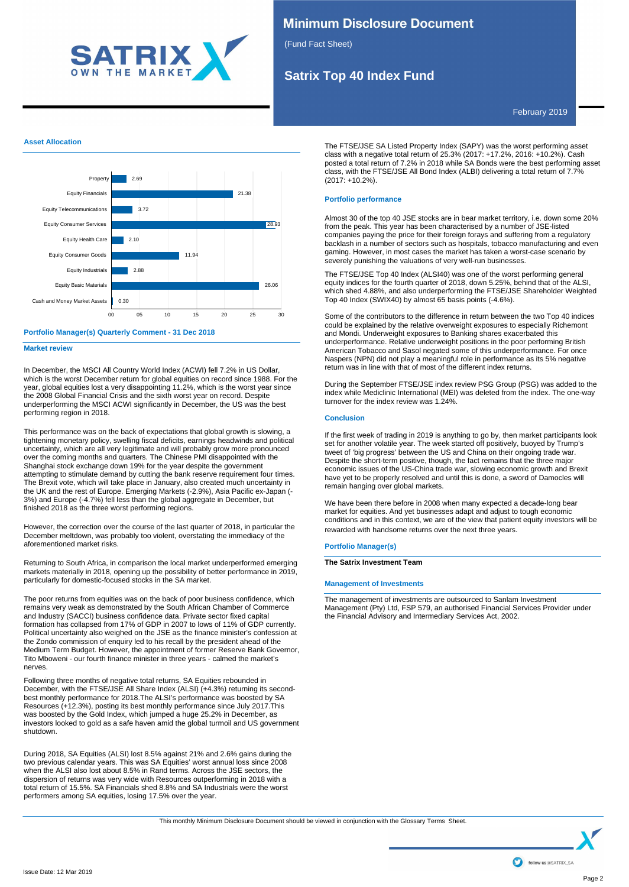# Minimum Disclosure Document

(Fund Fact Sheet)

## Satrix Top 40 Index Fund

February 2019

### Asset Allocation

| Asset | % |
|---|---|
| Property | 2.69 |
| Equity Financials | 21.38 |
| Equity Telecommunications | 3.72 |
| Equity Consumer Services | 28.93 |
| Equity Health Care | 2.10 |
| Equity Consumer Goods | 11.94 |
| Equity Industrials | 2.88 |
| Equity Basic Materials | 26.06 |
| Cash and Money Market Assets | 0.30 |

### Portfolio Manager(s) Quarterly Comment - 31 Dec 2018

#### Market review

In December, the MSCI All Country World Index (ACWI) fell 7.2% in US Dollar, which is the worst December return for global equities on record since 1988. For the year, global equities lost a very disappointing 11.2%, which is the worst year since the 2008 Global Financial Crisis and the sixth worst year on record. Despite underperforming the MSCI ACWI significantly in December, the US was the best performing region in 2018.

This performance was on the back of expectations that global growth is slowing, a tightening monetary policy, swelling fiscal deficits, earnings headwinds and political uncertainty, which are all very legitimate and will probably grow more pronounced over the coming months and quarters. The Chinese PMI disappointed with the Shanghai stock exchange down 19% for the year despite the government attempting to stimulate demand by cutting the bank reserve requirement four times. The Brexit vote, which will take place in January, also created much uncertainty in the UK and the rest of Europe. Emerging Markets (-2.9%), Asia Pacific ex-Japan (-3%) and Europe (-4.7%) fell less than the global aggregate in December, but finished 2018 as the three worst performing regions.

However, the correction over the course of the last quarter of 2018, in particular the December meltdown, was probably too violent, overstating the immediacy of the aforementioned market risks.

Returning to South Africa, in comparison the local market underperformed emerging markets materially in 2018, opening up the possibility of better performance in 2019, particularly for domestic-focused stocks in the SA market.

The poor returns from equities was on the back of poor business confidence, which remains very weak as demonstrated by the South African Chamber of Commerce and Industry (SACCI) business confidence data. Private sector fixed capital formation has collapsed from 17% of GDP in 2007 to lows of 11% of GDP currently. Political uncertainty also weighed on the JSE as the finance minister's confession at the Zondo commission of enquiry led to his recall by the president ahead of the Medium Term Budget. However, the appointment of former Reserve Bank Governor, Tito Mboweni - our fourth finance minister in three years - calmed the market's nerves.

Following three months of negative total returns, SA Equities rebounded in December, with the FTSE/JSE All Share Index (ALSI) (+4.3%) returning its second-best monthly performance for 2018.The ALSI's performance was boosted by SA Resources (+12.3%), posting its best monthly performance since July 2017.This was boosted by the Gold Index, which jumped a huge 25.2% in December, as investors looked to gold as a safe haven amid the global turmoil and US government shutdown.

During 2018, SA Equities (ALSI) lost 8.5% against 21% and 2.6% gains during the two previous calendar years. This was SA Equities' worst annual loss since 2008 when the ALSI also lost about 8.5% in Rand terms. Across the JSE sectors, the dispersion of returns was very wide with Resources outperforming in 2018 with a total return of 15.5%. SA Financials shed 8.8% and SA Industrials were the worst performers among SA equities, losing 17.5% over the year.

The FTSE/JSE SA Listed Property Index (SAPY) was the worst performing asset class with a negative total return of 25.3% (2017: +17.2%, 2016: +10.2%). Cash posted a total return of 7.2% in 2018 while SA Bonds were the best performing asset class, with the FTSE/JSE All Bond Index (ALBI) delivering a total return of 7.7% (2017: +10.2%).

#### Portfolio performance

Almost 30 of the top 40 JSE stocks are in bear market territory, i.e. down some 20% from the peak. This year has been characterised by a number of JSE-listed companies paying the price for their foreign forays and suffering from a regulatory backlash in a number of sectors such as hospitals, tobacco manufacturing and even gaming. However, in most cases the market has taken a worst-case scenario by severely punishing the valuations of very well-run businesses.

The FTSE/JSE Top 40 Index (ALSI40) was one of the worst performing general equity indices for the fourth quarter of 2018, down 5.25%, behind that of the ALSI, which shed 4.88%, and also underperforming the FTSE/JSE Shareholder Weighted Top 40 Index (SWIX40) by almost 65 basis points (-4.6%).

Some of the contributors to the difference in return between the two Top 40 indices could be explained by the relative overweight exposures to especially Richemont and Mondi. Underweight exposures to Banking shares exacerbated this underperformance. Relative underweight positions in the poor performing British American Tobacco and Sasol negated some of this underperformance. For once Naspers (NPN) did not play a meaningful role in performance as its 5% negative return was in line with that of most of the different index returns.

During the September FTSE/JSE index review PSG Group (PSG) was added to the index while Mediclinic International (MEI) was deleted from the index. The one-way turnover for the index review was 1.24%.

#### Conclusion

If the first week of trading in 2019 is anything to go by, then market participants look set for another volatile year. The week started off positively, buoyed by Trump's tweet of 'big progress' between the US and China on their ongoing trade war. Despite the short-term positive, though, the fact remains that the three major economic issues of the US-China trade war, slowing economic growth and Brexit have yet to be properly resolved and until this is done, a sword of Damocles will remain hanging over global markets.

We have been there before in 2008 when many expected a decade-long bear market for equities. And yet businesses adapt and adjust to tough economic conditions and in this context, we are of the view that patient equity investors will be rewarded with handsome returns over the next three years.

### Portfolio Manager(s)

**The Satrix Investment Team**

### Management of Investments

The management of investments are outsourced to Sanlam Investment Management (Pty) Ltd, FSP 579, an authorised Financial Services Provider under the Financial Advisory and Intermediary Services Act, 2002.

This monthly Minimum Disclosure Document should be viewed in conjunction with the Glossary Terms Sheet.

Issue Date: 12 Mar 2019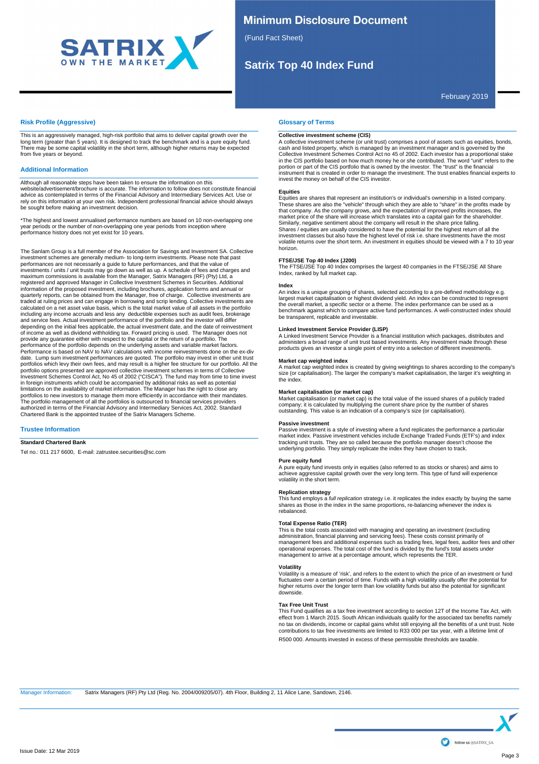# Minimum Disclosure Document

(Fund Fact Sheet)

## Satrix Top 40 Index Fund

February 2019

### Risk Profile (Aggressive)

This is an aggressively managed, high-risk portfolio that aims to deliver capital growth over the long term (greater than 5 years). It is designed to track the benchmark and is a pure equity fund. There may be some capital volatility in the short term, although higher returns may be expected from five years or beyond.

### Additional Information

Although all reasonable steps have been taken to ensure the information on this website/advertisement/brochure is accurate. The information to follow does not constitute financial advice as contemplated in terms of the Financial Advisory and Intermediary Services Act. Use or rely on this information at your own risk. Independent professional financial advice should always be sought before making an investment decision.

*The highest and lowest annualised performance numbers are based on 10 non-overlapping one year periods or the number of non-overlapping one year periods from inception where performance history does not yet exist for 10 years.

The Sanlam Group is a full member of the Association for Savings and Investment SA. Collective investment schemes are generally medium- to long-term investments. Please note that past performances are not necessarily a guide to future performances, and that the value of investments / units / unit trusts may go down as well as up. A schedule of fees and charges and maximum commissions is available from the Manager, Satrix Managers (RF) (Pty) Ltd, a registered and approved Manager in Collective Investment Schemes in Securities. Additional information of the proposed investment, including brochures, application forms and annual or quarterly reports, can be obtained from the Manager, free of charge. Collective investments are traded at ruling prices and can engage in borrowing and scrip lending. Collective investments are calculated on a net asset value basis, which is the total market value of all assets in the portfolio including any income accruals and less any deductible expenses such as audit fees, brokerage and service fees. Actual investment performance of the portfolio and the investor will differ depending on the initial fees applicable, the actual investment date, and the date of reinvestment of income as well as dividend withholding tax. Forward pricing is used. The Manager does not provide any guarantee either with respect to the capital or the return of a portfolio. The performance of the portfolio depends on the underlying assets and variable market factors. Performance is based on NAV to NAV calculations with income reinvestments done on the ex-div date. Lump sum investment performances are quoted. The portfolio may invest in other unit trust portfolios which levy their own fees, and may result is a higher fee structure for our portfolio. All the portfolio options presented are approved collective investment schemes in terms of Collective Investment Schemes Control Act, No 45 of 2002 ("CISCA"). The fund may from time to time invest in foreign instruments which could be accompanied by additional risks as well as potential limitations on the availability of market information. The Manager has the right to close any portfolios to new investors to manage them more efficiently in accordance with their mandates. The portfolio management of all the portfolios is outsourced to financial services providers authorized in terms of the Financial Advisory and Intermediary Services Act, 2002. Standard Chartered Bank is the appointed trustee of the Satrix Managers Scheme.

### Trustee Information

**Standard Chartered Bank**

Tel no.: 011 217 6600, E-mail: zatrustee.securities@sc.com

### Glossary of Terms

**Collective investment scheme (CIS)**
A collective investment scheme (or unit trust) comprises a pool of assets such as equities, bonds, cash and listed property, which is managed by an investment manager and is governed by the Collective Investment Schemes Control Act no 45 of 2002. Each investor has a proportional stake in the CIS portfolio based on how much money he or she contributed. The word "unit" refers to the portion or part of the CIS portfolio that is owned by the investor. The "trust" is the financial instrument that is created in order to manage the investment. The trust enables financial experts to invest the money on behalf of the CIS investor.

**Equities**
Equities are shares that represent an institution's or individual's ownership in a listed company. These shares are also the "vehicle" through which they are able to "share" in the profits made by that company. As the company grows, and the expectation of improved profits increases, the market price of the share will increase which translates into a capital gain for the shareholder. Similarly, negative sentiment about the company will result in the share price falling.
Shares / equities are usually considered to have the potential for the highest return of all the investment classes but also have the highest level of risk i.e. share investments have the most volatile returns over the short term. An investment in equities should be viewed with a 7 to 10 year horizon.

**FTSE/JSE Top 40 Index (J200)**
The FTSE/JSE Top 40 Index comprises the largest 40 companies in the FTSE/JSE All Share Index, ranked by full market cap.

**Index**
An index is a unique grouping of shares, selected according to a pre-defined methodology e.g. largest market capitalisation or highest dividend yield. An index can be constructed to represent the overall market, a specific sector or a theme. The index performance can be used as a benchmark against which to compare active fund performances. A well-constructed index should be transparent, replicable and investable.

**Linked Investment Service Provider (LISP)**
A Linked Investment Service Provider is a financial institution which packages, distributes and administers a broad range of unit trust based investments. Any investment made through these products gives an investor a single point of entry into a selection of different investments.

**Market cap weighted index**
A market cap weighted index is created by giving weightings to shares according to the company's size (or capitalisation). The larger the company's market capitalisation, the larger it's weighting in the index.

**Market capitalisation (or market cap)**
Market capitalisation (or market cap) is the total value of the issued shares of a publicly traded company; it is calculated by multiplying the current share price by the number of shares outstanding. This value is an indication of a company's size (or capitalisation).

**Passive investment**
Passive investment is a style of investing where a fund replicates the performance a particular market index. Passive investment vehicles include Exchange Traded Funds (ETF's) and index tracking unit trusts. They are so called because the portfolio manager doesn't choose the underlying portfolio. They simply replicate the index they have chosen to track.

**Pure equity fund**
A pure equity fund invests only in equities (also referred to as stocks or shares) and aims to achieve aggressive capital growth over the very long term. This type of fund will experience volatility in the short term.

**Replication strategy**
This fund employs a *full replication* strategy i.e. it replicates the index exactly by buying the same shares as those in the index in the same proportions, re-balancing whenever the index is rebalanced.

**Total Expense Ratio (TER)**
This is the total costs associated with managing and operating an investment (excluding administration, financial planning and servicing fees). These costs consist primarily of management fees and additional expenses such as trading fees, legal fees, auditor fees and other operational expenses. The total cost of the fund is divided by the fund's total assets under management to arrive at a percentage amount, which represents the TER.

**Volatility**
Volatility is a measure of 'risk', and refers to the extent to which the price of an investment or fund fluctuates over a certain period of time. Funds with a high volatility usually offer the potential for higher returns over the longer term than low volatility funds but also the potential for significant downside.

**Tax Free Unit Trust**
This Fund qualifies as a tax free investment according to section 12T of the Income Tax Act, with effect from 1 March 2015. South African individuals qualify for the associated tax benefits namely no tax on dividends, income or capital gains whilst still enjoying all the benefits of a unit trust. Note contributions to tax free investments are limited to R33 000 per tax year, with a lifetime limit of R500 000. Amounts invested in excess of these permissible thresholds are taxable.

Manager Information: Satrix Managers (RF) Pty Ltd (Reg. No. 2004/009205/07). 4th Floor, Building 2, 11 Alice Lane, Sandown, 2146.

Issue Date: 12 Mar 2019